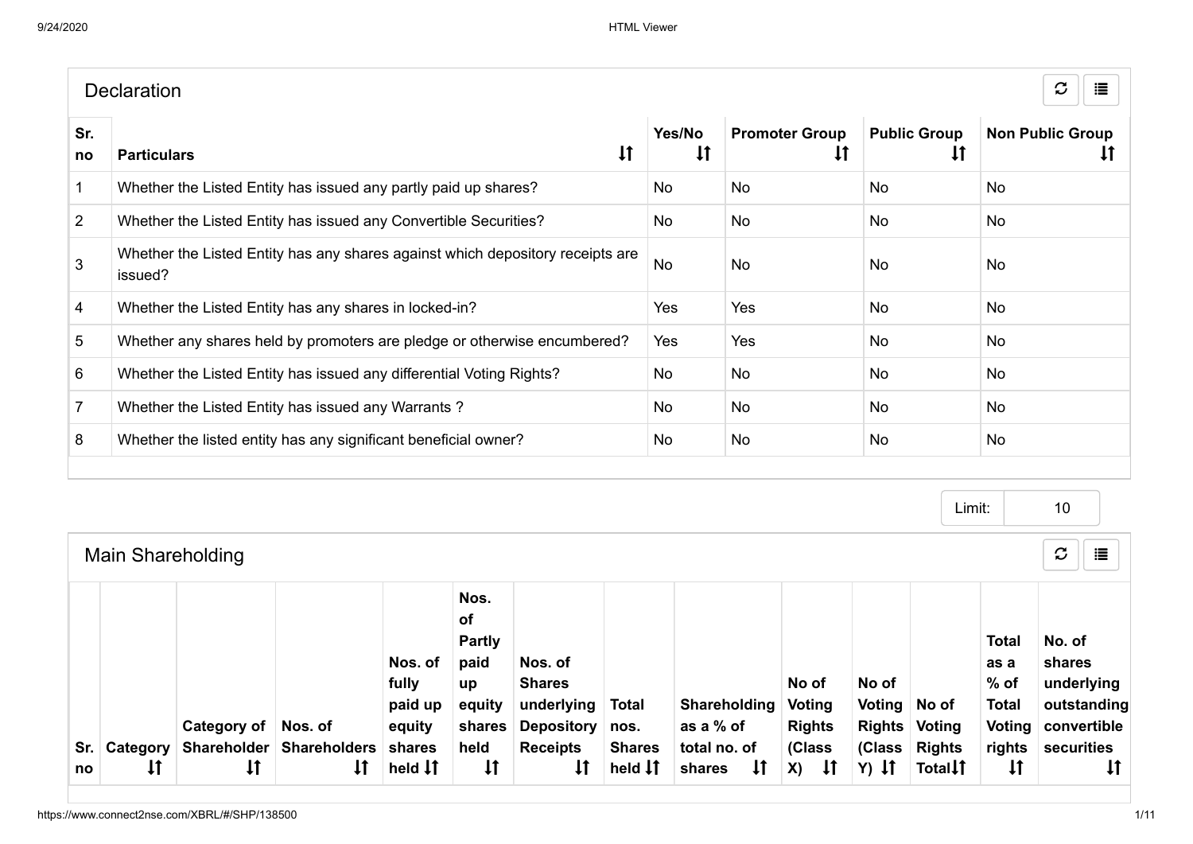## Declaration

| Sr. no | Particulars | Yes/No | Promoter Group | Public Group | Non Public Group |
|---|---|---|---|---|---|
| 1 | Whether the Listed Entity has issued any partly paid up shares? | No | No | No | No |
| 2 | Whether the Listed Entity has issued any Convertible Securities? | No | No | No | No |
| 3 | Whether the Listed Entity has any shares against which depository receipts are issued? | No | No | No | No |
| 4 | Whether the Listed Entity has any shares in locked-in? | Yes | Yes | No | No |
| 5 | Whether any shares held by promoters are pledge or otherwise encumbered? | Yes | Yes | No | No |
| 6 | Whether the Listed Entity has issued any differential Voting Rights? | No | No | No | No |
| 7 | Whether the Listed Entity has issued any Warrants ? | No | No | No | No |
| 8 | Whether the listed entity has any significant beneficial owner? | No | No | No | No |

Limit: 10

## Main Shareholding

| Sr. no | Category | Category of Shareholder | Nos. of Shareholders | Nos. of fully paid up equity shares held | Nos. of Partly paid up equity shares held | Nos. of Shares underlying Depository Receipts | Total nos. Shares held | Shareholding as a % of total no. of shares | No of Voting Rights (Class X) | No of Voting Rights (Class Y) | No of Voting Rights Total | Total as a % of Total Voting rights | No. of shares underlying outstanding convertible securities |
|---|---|---|---|---|---|---|---|---|---|---|---|---|---|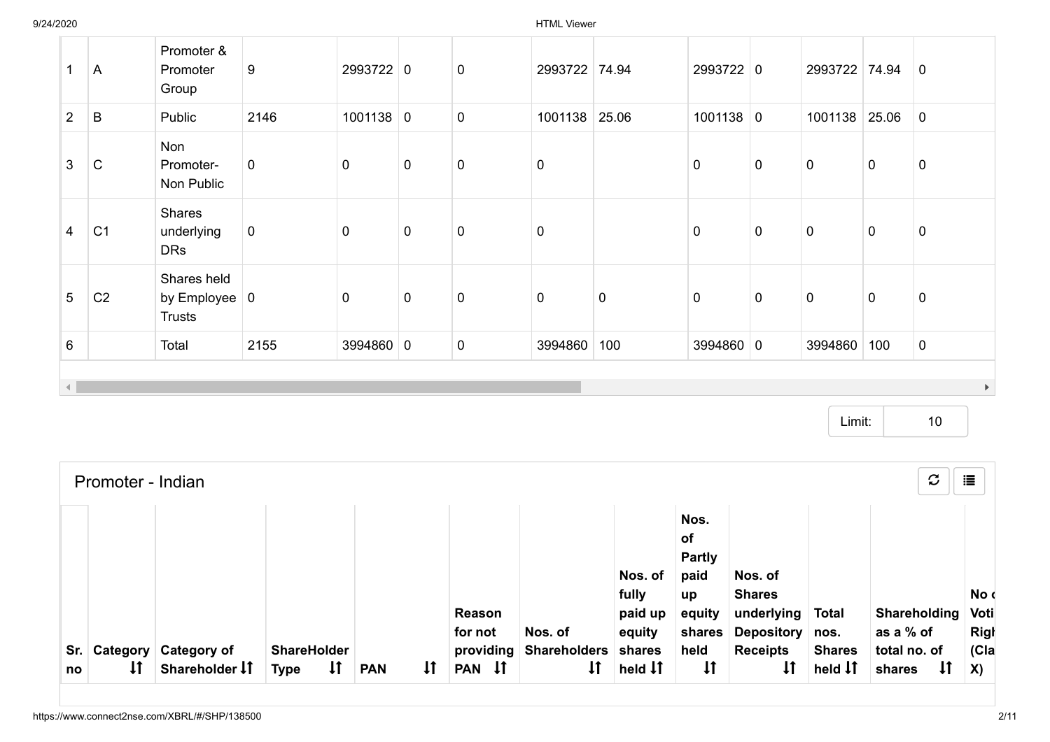| 1 | A | Promoter & Promoter Group | 9 | 2993722 | 0 | 0 | 2993722 | 74.94 | 2993722 | 0 | 2993722 | 74.94 | 0 |
|---|---|---|---|---|---|---|---|---|---|---|---|---|---|
| 2 | B | Public | 2146 | 1001138 | 0 | 0 | 1001138 | 25.06 | 1001138 | 0 | 1001138 | 25.06 | 0 |
| 3 | C | Non Promoter-Non Public | 0 | 0 | 0 | 0 | 0 | | 0 | 0 | 0 | 0 | 0 |
| 4 | C1 | Shares underlying DRs | 0 | 0 | 0 | 0 | 0 | | 0 | 0 | 0 | 0 | 0 |
| 5 | C2 | Shares held by Employee Trusts | 0 | 0 | 0 | 0 | 0 | 0 | 0 | 0 | 0 | 0 | 0 |
| 6 | | Total | 2155 | 3994860 | 0 | 0 | 3994860 | 100 | 3994860 | 0 | 3994860 | 100 | 0 |

Limit: 10

## Promoter - Indian

| Sr. no | Category | Category of Shareholder | ShareHolder Type | PAN | Reason for not providing PAN | Nos. of Shareholders | Nos. of fully paid up equity shares held | Nos. of Partly paid up equity shares held | Nos. of Shares underlying Depository Receipts | Total nos. Shares held | Shareholding as a % of total no. of shares | No of Voting Rights (Class X) |
|---|---|---|---|---|---|---|---|---|---|---|---|---|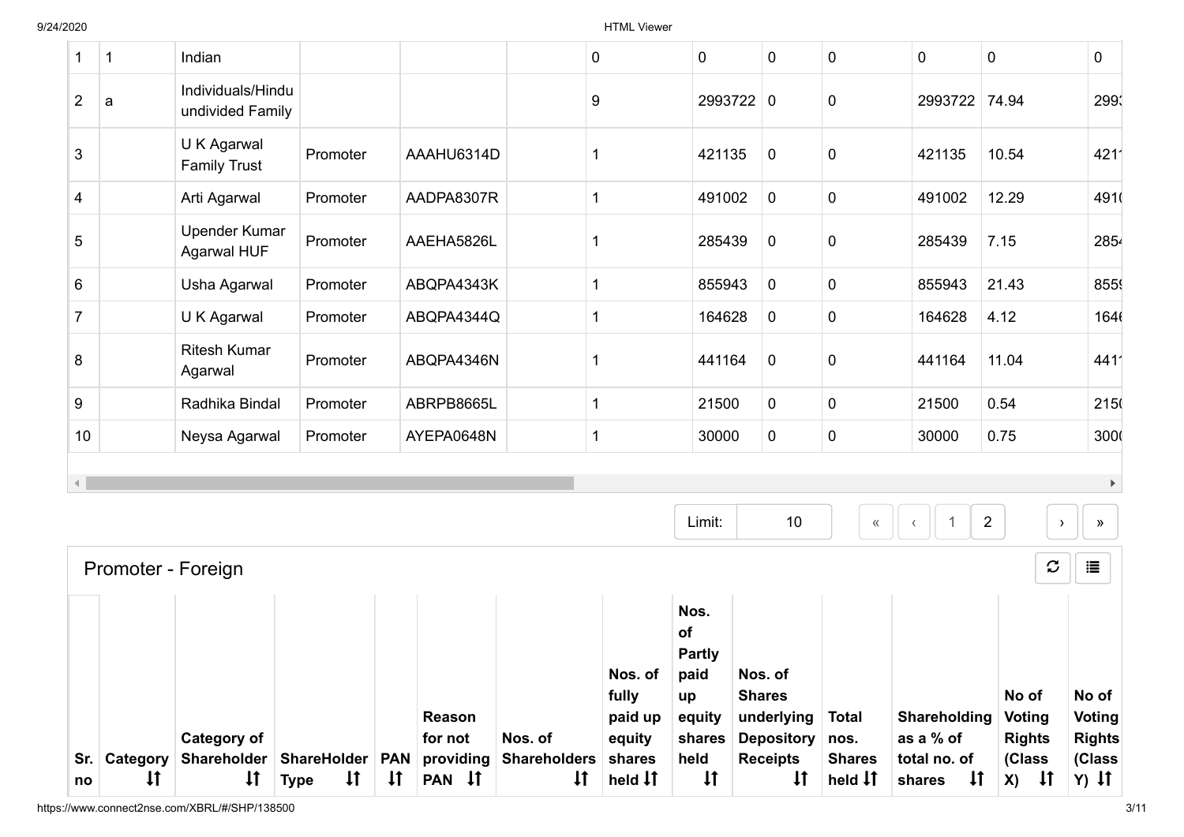| 1 | 1 | Indian | | | | 0 | 0 | 0 | 0 | 0 | 0 | 0 |
|---|---|---|---|---|---|---|---|---|---|---|---|---|
| 2 | a | Individuals/Hindu undivided Family | | | | 9 | 2993722 | 0 | 0 | 2993722 | 74.94 | 2993 |
| 3 | | U K Agarwal Family Trust | Promoter | AAAHU6314D | | 1 | 421135 | 0 | 0 | 421135 | 10.54 | 4211 |
| 4 | | Arti Agarwal | Promoter | AADPA8307R | | 1 | 491002 | 0 | 0 | 491002 | 12.29 | 4910 |
| 5 | | Upender Kumar Agarwal HUF | Promoter | AAEHA5826L | | 1 | 285439 | 0 | 0 | 285439 | 7.15 | 2854 |
| 6 | | Usha Agarwal | Promoter | ABQPA4343K | | 1 | 855943 | 0 | 0 | 855943 | 21.43 | 8559 |
| 7 | | U K Agarwal | Promoter | ABQPA4344Q | | 1 | 164628 | 0 | 0 | 164628 | 4.12 | 1646 |
| 8 | | Ritesh Kumar Agarwal | Promoter | ABQPA4346N | | 1 | 441164 | 0 | 0 | 441164 | 11.04 | 4411 |
| 9 | | Radhika Bindal | Promoter | ABRPB8665L | | 1 | 21500 | 0 | 0 | 21500 | 0.54 | 2150 |
| 10 | | Neysa Agarwal | Promoter | AYEPA0648N | | 1 | 30000 | 0 | 0 | 30000 | 0.75 | 3000 |

Limit: 10 « ‹ 1 2 › »

## Promoter - Foreign

| Sr. no | Category | Category of Shareholder | ShareHolder Type | PAN | Reason for not providing PAN | Nos. of Shareholders | Nos. of fully paid up equity shares held | Nos. of Partly paid up equity shares held | Nos. of Shares underlying Depository Receipts | Total nos. Shares held | Shareholding as a % of total no. of shares | No of Voting Rights (Class X) | No of Voting Rights (Class Y) |
|---|---|---|---|---|---|---|---|---|---|---|---|---|---|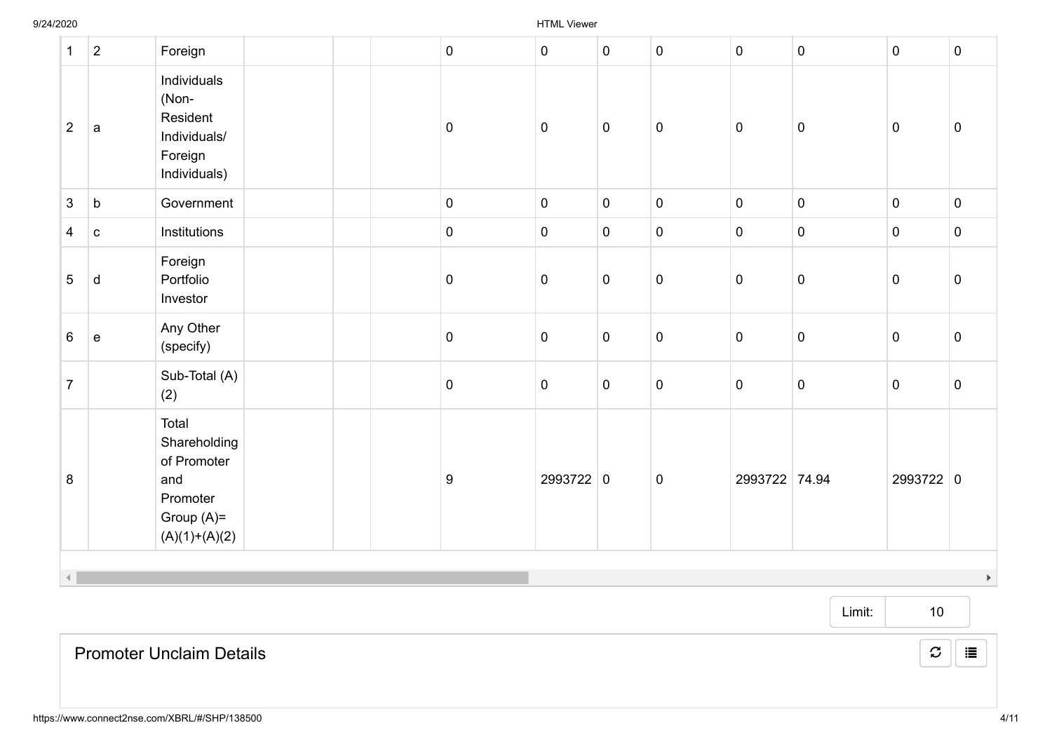| | | | | | | | | | | | | | |
|---|---|---|---|---|---|---|---|---|---|---|---|---|---|
| 1 | 2 | Foreign | | | | 0 | 0 | 0 | 0 | 0 | 0 | 0 | 0 |
| 2 | a | Individuals (Non-Resident Individuals/ Foreign Individuals) | | | | 0 | 0 | 0 | 0 | 0 | 0 | 0 | 0 |
| 3 | b | Government | | | | 0 | 0 | 0 | 0 | 0 | 0 | 0 | 0 |
| 4 | c | Institutions | | | | 0 | 0 | 0 | 0 | 0 | 0 | 0 | 0 |
| 5 | d | Foreign Portfolio Investor | | | | 0 | 0 | 0 | 0 | 0 | 0 | 0 | 0 |
| 6 | e | Any Other (specify) | | | | 0 | 0 | 0 | 0 | 0 | 0 | 0 | 0 |
| 7 | | Sub-Total (A)(2) | | | | 0 | 0 | 0 | 0 | 0 | 0 | 0 | 0 |
| 8 | | Total Shareholding of Promoter and Promoter Group (A)=(A)(1)+(A)(2) | | | | 9 | 2993722 | 0 | 0 | 2993722 | 74.94 | 2993722 | 0 |

Limit: 10

## Promoter Unclaim Details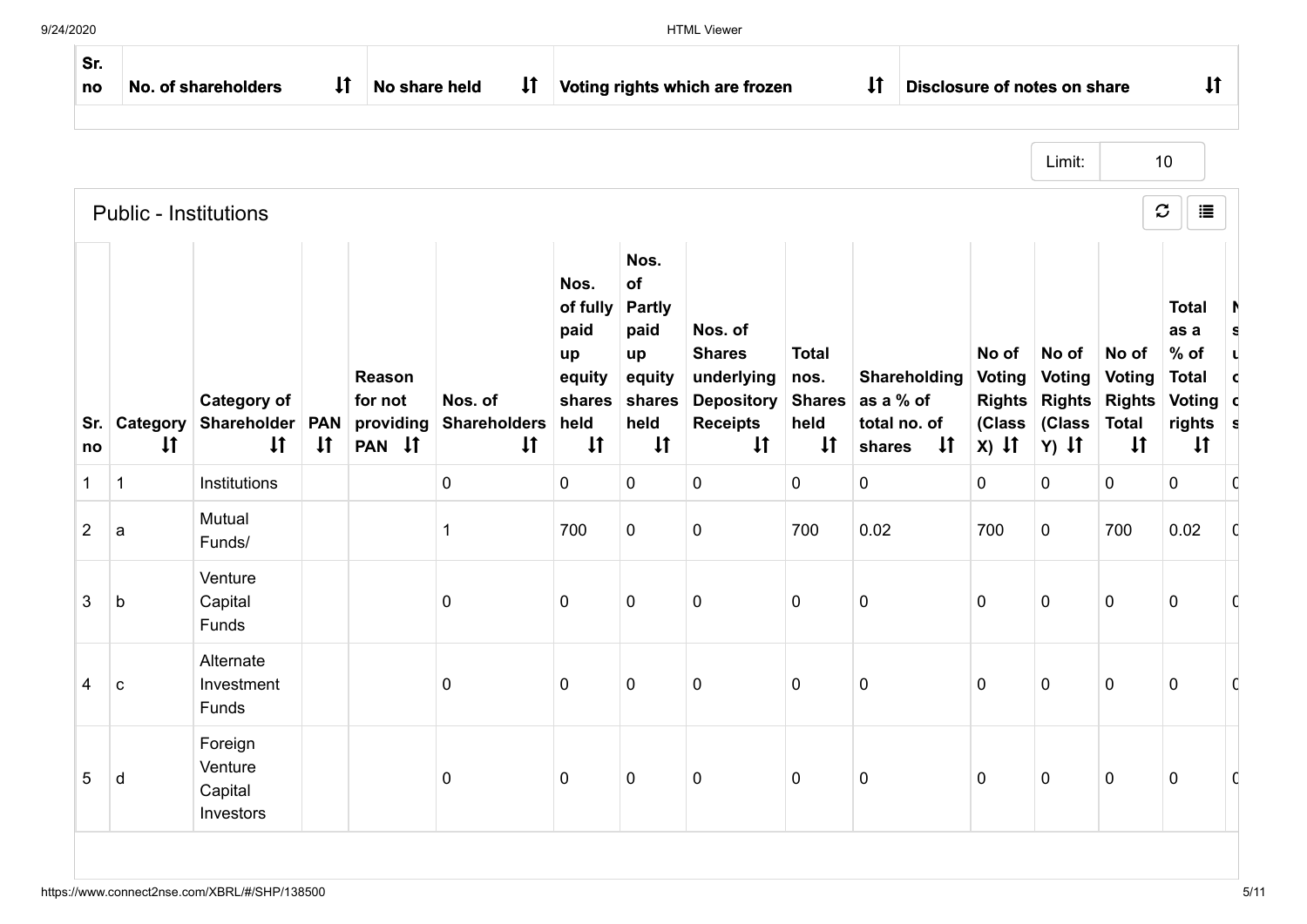| Sr. no | No. of shareholders | No share held | Voting rights which are frozen | Disclosure of notes on share |
|---|---|---|---|---|

Limit: 10

## Public - Institutions

| Sr. no | Category | Category of Shareholder | PAN | Reason for not providing PAN | Nos. of Shareholders | Nos. of fully paid up equity shares held | Nos. of Partly paid up equity shares held | Nos. of Shares underlying Depository Receipts | Total nos. Shares held | Shareholding as a % of total no. of shares | No of Voting Rights (Class X) | No of Voting Rights (Class Y) | No of Voting Rights Total | Total as a % of Total Voting rights |
|---|---|---|---|---|---|---|---|---|---|---|---|---|---|---|
| 1 | 1 | Institutions | | | 0 | 0 | 0 | 0 | 0 | 0 | 0 | 0 | 0 | 0 |
| 2 | a | Mutual Funds/ | | | 1 | 700 | 0 | 0 | 700 | 0.02 | 700 | 0 | 700 | 0.02 |
| 3 | b | Venture Capital Funds | | | 0 | 0 | 0 | 0 | 0 | 0 | 0 | 0 | 0 | 0 |
| 4 | c | Alternate Investment Funds | | | 0 | 0 | 0 | 0 | 0 | 0 | 0 | 0 | 0 | 0 |
| 5 | d | Foreign Venture Capital Investors | | | 0 | 0 | 0 | 0 | 0 | 0 | 0 | 0 | 0 | 0 |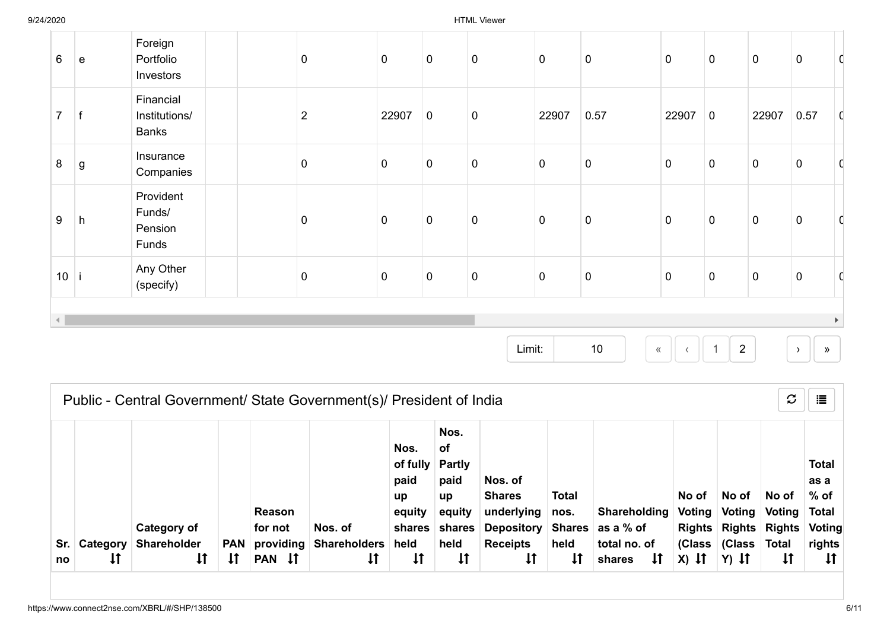| 6 | e | Foreign Portfolio Investors | | | 0 | 0 | 0 | 0 | 0 | 0 | 0 | 0 | 0 | 0 | 0 |
|---|---|---|---|---|---|---|---|---|---|---|---|---|---|---|---|
| 7 | f | Financial Institutions/ Banks | | | 2 | 22907 | 0 | 0 | 22907 | 0.57 | 22907 | 0 | 22907 | 0.57 | 0 |
| 8 | g | Insurance Companies | | | 0 | 0 | 0 | 0 | 0 | 0 | 0 | 0 | 0 | 0 | 0 |
| 9 | h | Provident Funds/ Pension Funds | | | 0 | 0 | 0 | 0 | 0 | 0 | 0 | 0 | 0 | 0 | 0 |
| 10 | i | Any Other (specify) | | | 0 | 0 | 0 | 0 | 0 | 0 | 0 | 0 | 0 | 0 | 0 |

Limit: 10 « ‹ 1 2 › »

## Public - Central Government/ State Government(s)/ President of India

| Sr. no | Category | Category of Shareholder | PAN | Reason for not providing PAN | Nos. of Shareholders | Nos. of fully paid up equity shares held | Nos. of Partly paid up equity shares held | Nos. of Shares underlying Depository Receipts | Total nos. Shares held | Shareholding as a % of total no. of shares | No of Voting Rights (Class X) | No of Voting Rights (Class Y) | No of Voting Rights Total | Total as a % of Total Voting rights |
|---|---|---|---|---|---|---|---|---|---|---|---|---|---|---|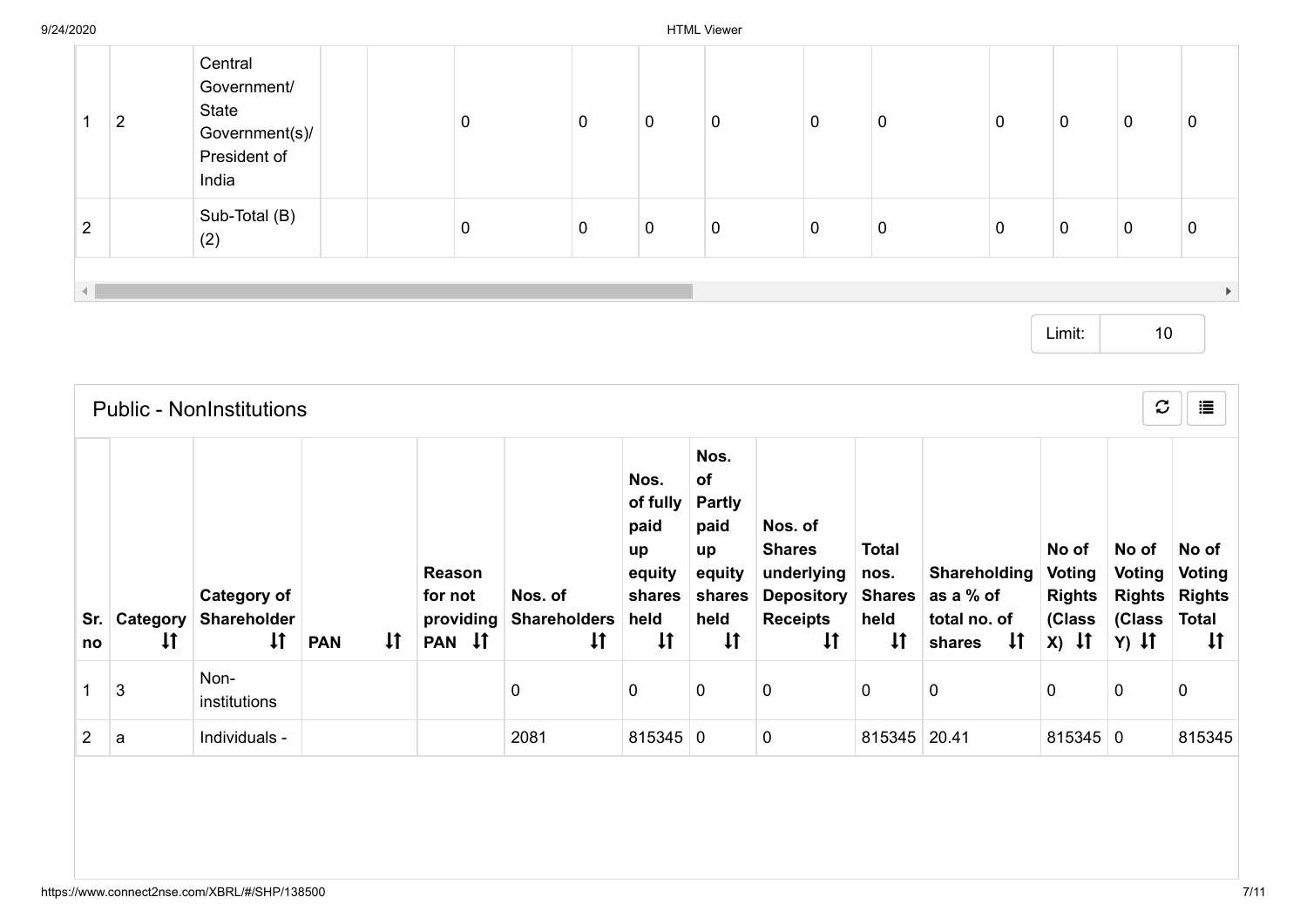| | | | | | | | | | | | | | |
|---|---|---|---|---|---|---|---|---|---|---|---|---|---|
| 1 | 2 | Central Government/ State Government(s)/ President of India | | | 0 | 0 | 0 | 0 | 0 | 0 | 0 | 0 | 0 | 0 |
| 2 | | Sub-Total (B)(2) | | | 0 | 0 | 0 | 0 | 0 | 0 | 0 | 0 | 0 | 0 |

Limit: 10

## Public - NonInstitutions

| Sr. no | Category | Category of Shareholder | PAN | Reason for not providing PAN | Nos. of Shareholders | Nos. of fully paid up equity shares held | Nos. of Partly paid up equity shares held | Nos. of Shares underlying Depository Receipts | Total nos. Shares held | Shareholding as a % of total no. of shares | No of Voting Rights (Class X) | No of Voting Rights (Class Y) | No of Voting Rights Total |
|---|---|---|---|---|---|---|---|---|---|---|---|---|---|
| 1 | 3 | Non-institutions | | | 0 | 0 | 0 | 0 | 0 | 0 | 0 | 0 | 0 |
| 2 | a | Individuals - | | | 2081 | 815345 | 0 | 0 | 815345 | 20.41 | 815345 | 0 | 815345 |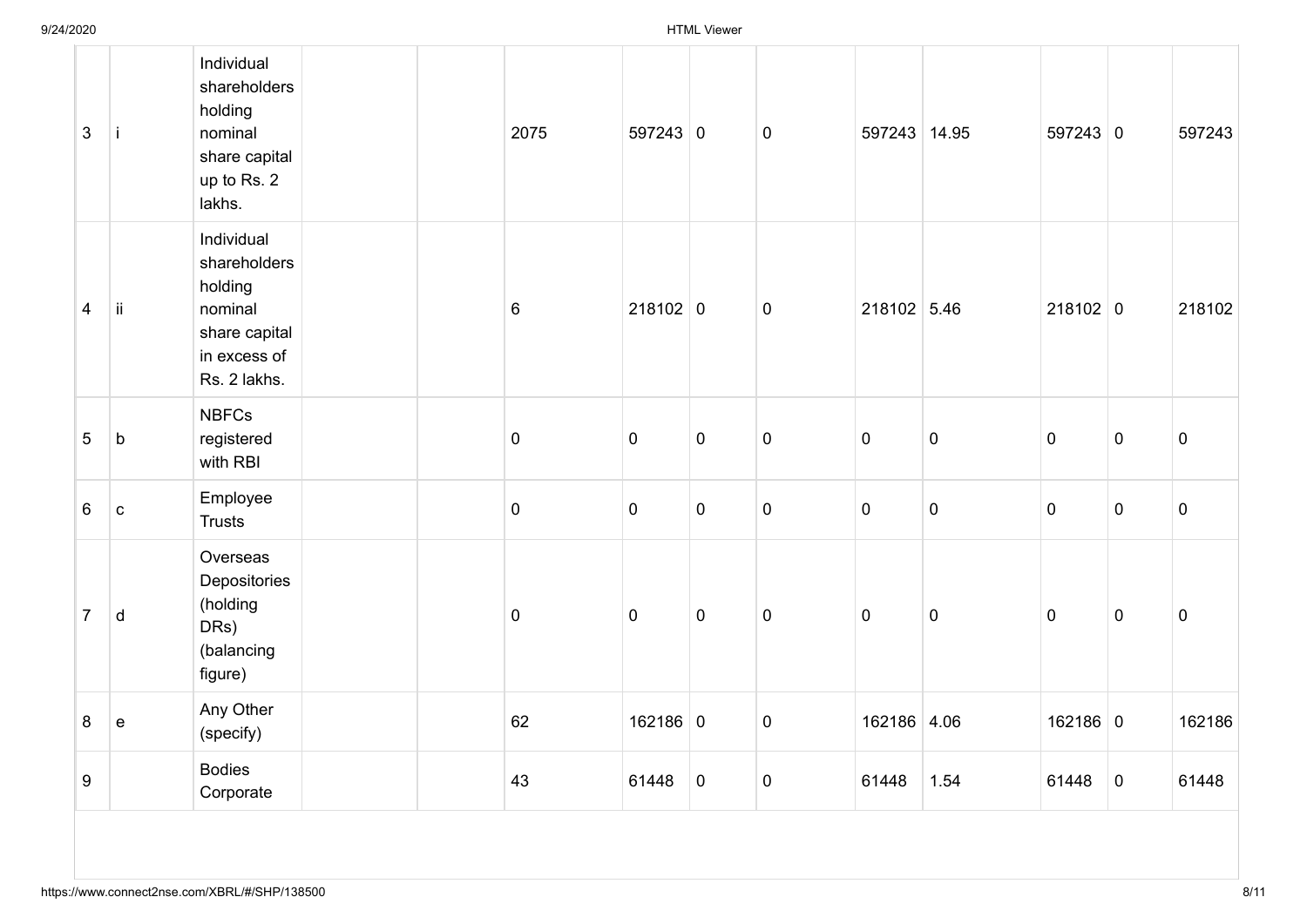| | | | | | | | | | | | | | |
|---|---|---|---|---|---|---|---|---|---|---|---|---|---|
| 3 | i | Individual shareholders holding nominal share capital up to Rs. 2 lakhs. | | | 2075 | 597243 | 0 | 0 | 597243 | 14.95 | 597243 | 0 | 597243 |
| 4 | ii | Individual shareholders holding nominal share capital in excess of Rs. 2 lakhs. | | | 6 | 218102 | 0 | 0 | 218102 | 5.46 | 218102 | 0 | 218102 |
| 5 | b | NBFCs registered with RBI | | | 0 | 0 | 0 | 0 | 0 | 0 | 0 | 0 | 0 |
| 6 | c | Employee Trusts | | | 0 | 0 | 0 | 0 | 0 | 0 | 0 | 0 | 0 |
| 7 | d | Overseas Depositories (holding DRs) (balancing figure) | | | 0 | 0 | 0 | 0 | 0 | 0 | 0 | 0 | 0 |
| 8 | e | Any Other (specify) | | | 62 | 162186 | 0 | 0 | 162186 | 4.06 | 162186 | 0 | 162186 |
| 9 | | Bodies Corporate | | | 43 | 61448 | 0 | 0 | 61448 | 1.54 | 61448 | 0 | 61448 |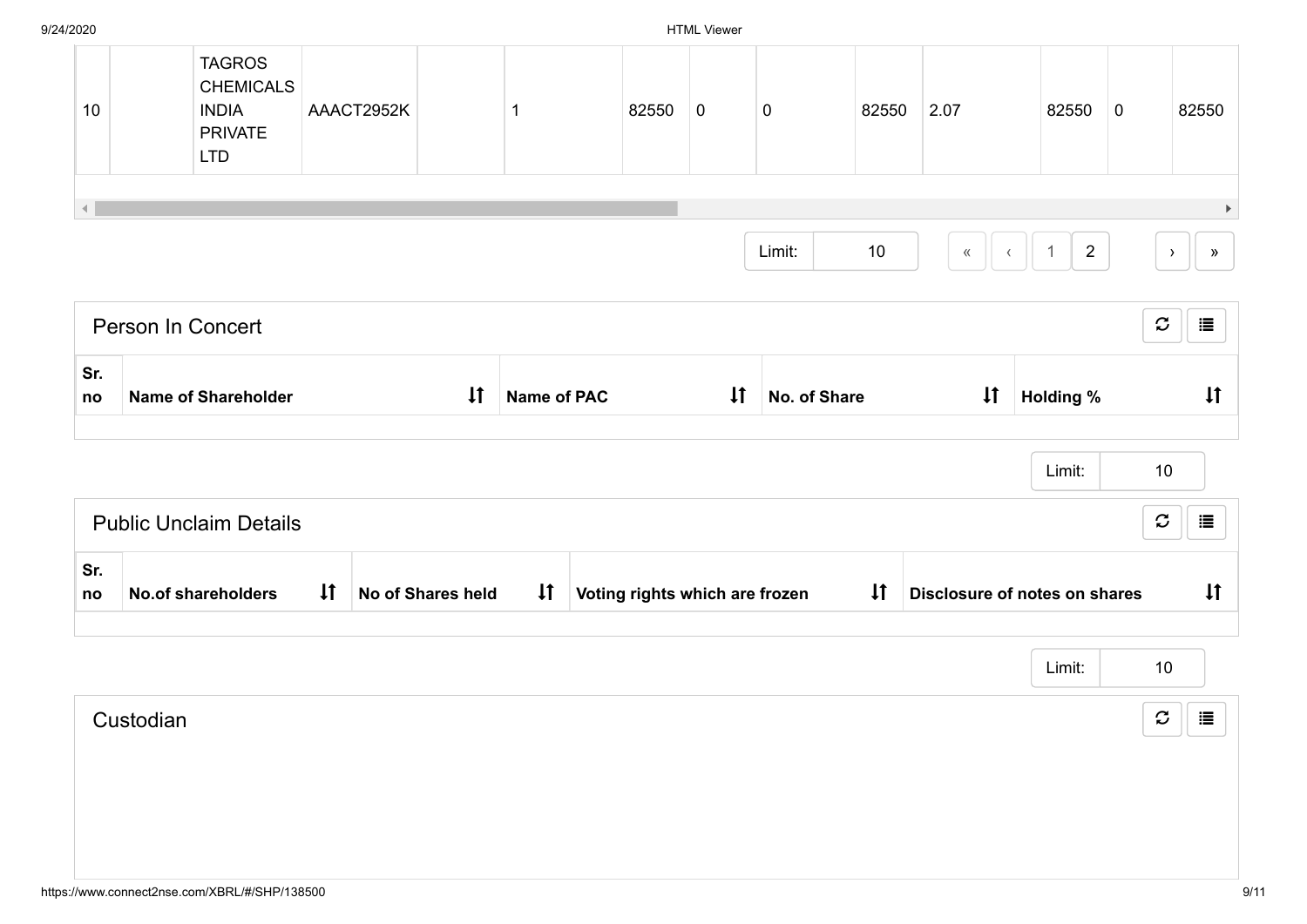| 10 | | TAGROS CHEMICALS INDIA PRIVATE LTD | AAACT2952K | | 1 | 82550 | 0 | 0 | 82550 | 2.07 | 82550 | 0 | 82550 |
|---|---|---|---|---|---|---|---|---|---|---|---|---|---|

Limit: 10

« ‹ 1 2 › »

## Person In Concert

| Sr. no | Name of Shareholder | Name of PAC | No. of Share | Holding % |
|---|---|---|---|---|

Limit: 10

## Public Unclaim Details

| Sr. no | No.of shareholders | No of Shares held | Voting rights which are frozen | Disclosure of notes on shares |
|---|---|---|---|---|

Limit: 10

## Custodian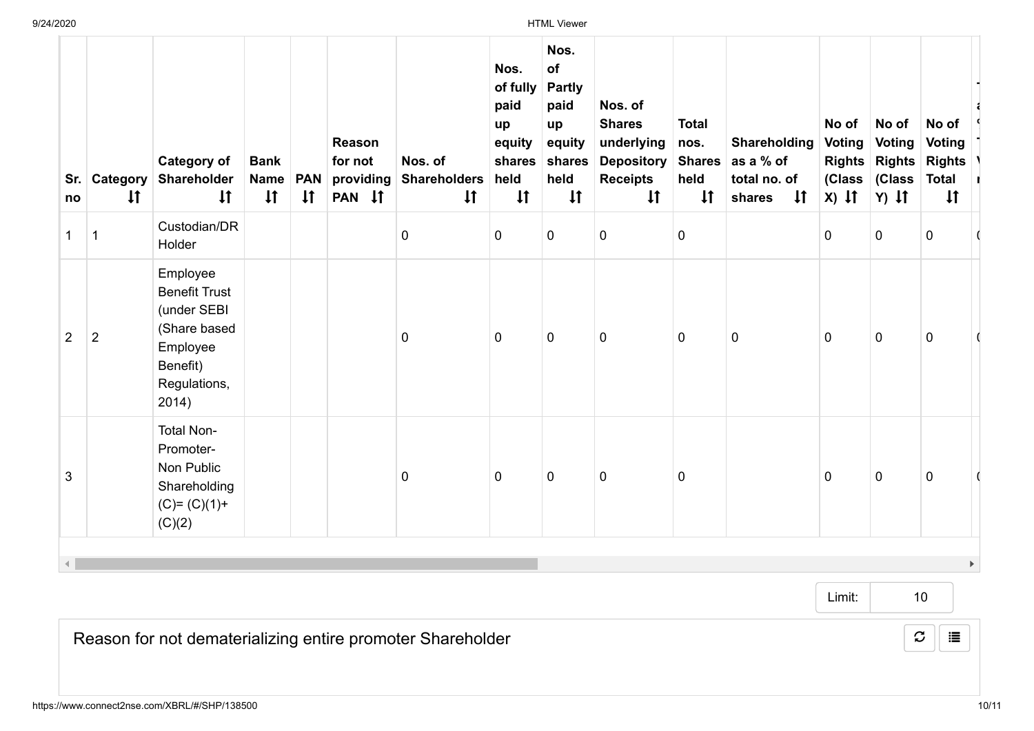| Sr. no | Category | Category of Shareholder | Bank Name | PAN | Reason for not providing PAN | Nos. of Shareholders | Nos. of fully paid up equity shares held | Nos. of Partly paid up equity shares held | Nos. of Shares underlying Depository Receipts | Total nos. Shares held | Shareholding as a % of total no. of shares | No of Voting Rights (Class X) | No of Voting Rights (Class Y) | No of Voting Rights Total |
|---|---|---|---|---|---|---|---|---|---|---|---|---|---|---|
| 1 | 1 | Custodian/DR Holder | | | | 0 | 0 | 0 | 0 | 0 | | 0 | 0 | 0 |
| 2 | 2 | Employee Benefit Trust (under SEBI (Share based Employee Benefit) Regulations, 2014) | | | | 0 | 0 | 0 | 0 | 0 | 0 | 0 | 0 | 0 |
| 3 | | Total Non-Promoter-Non Public Shareholding (C)= (C)(1)+(C)(2) | | | | 0 | 0 | 0 | 0 | 0 | | 0 | 0 | 0 |

Limit: 10

Reason for not dematerializing entire promoter Shareholder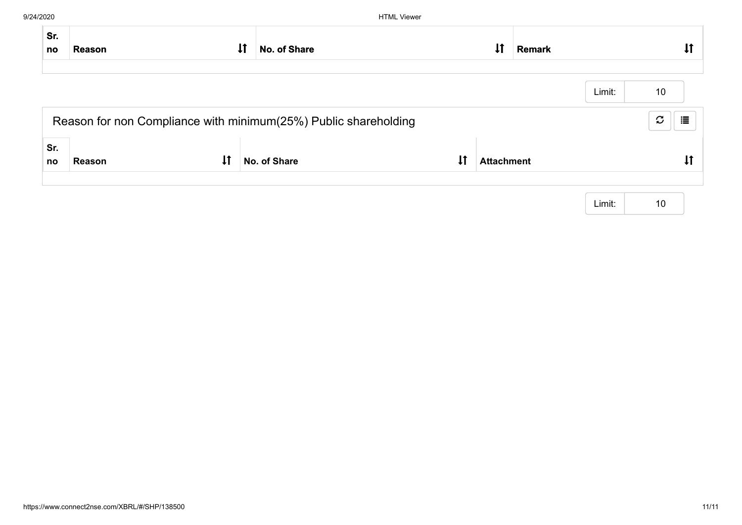| Sr. no | Reason | No. of Share | Remark |
| --- | --- | --- | --- |

Limit: 10

## Reason for non Compliance with minimum(25%) Public shareholding

| Sr. no | Reason | No. of Share | Attachment |
| --- | --- | --- | --- |

Limit: 10